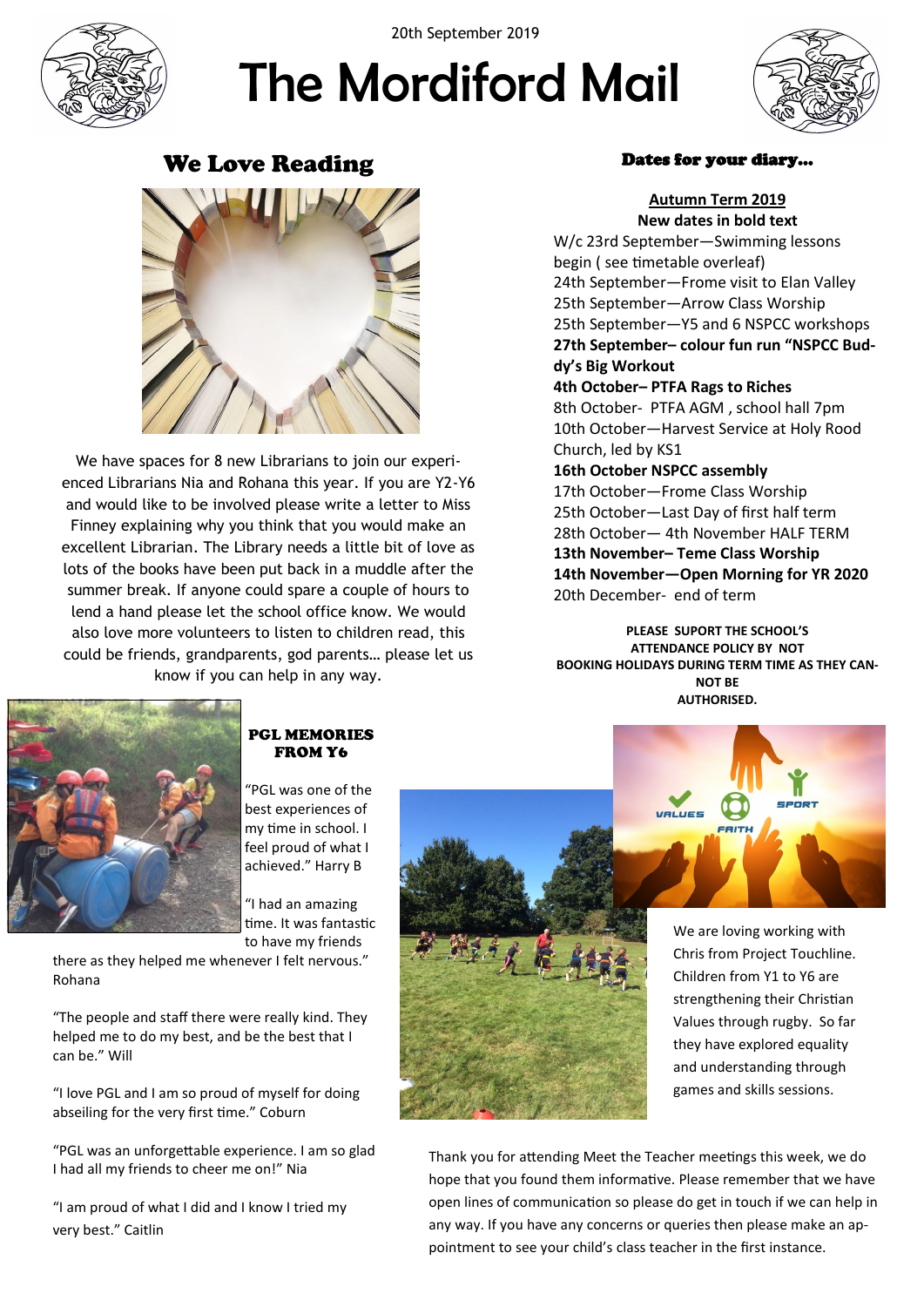20th September 2019

# The Mordiford Mail

## We Love Reading

We have spaces for 8 new Librarians to join our experienced Librarians Nia and Rohana this year. If you are Y2-Y6 and would like to be involved please write a letter to Miss Finney explaining why you think that you would make an excellent Librarian. The Library needs a little bit of love as lots of the books have been put back in a muddle after the summer break. If anyone could spare a couple of hours to lend a hand please let the school office know. We would also love more volunteers to listen to children read, this could be friends, grandparents, god parents… please let us know if you can help in any way.

## Dates for your diary…

**Autumn Term 2019**

**New dates in bold text**

W/c 23rd September—Swimming lessons begin ( see timetable overleaf)
24th September—Frome visit to Elan Valley
25th September—Arrow Class Worship
25th September—Y5 and 6 NSPCC workshops
**27th September– colour fun run "NSPCC Buddy's Big Workout**
**4th October– PTFA Rags to Riches**
8th October- PTFA AGM , school hall 7pm
10th October—Harvest Service at Holy Rood Church, led by KS1
**16th October NSPCC assembly**
17th October—Frome Class Worship
25th October—Last Day of first half term
28th October— 4th November HALF TERM
**13th November– Teme Class Worship**
**14th November—Open Morning for YR 2020**
20th December- end of term

**PLEASE SUPORT THE SCHOOL'S ATTENDANCE POLICY BY NOT BOOKING HOLIDAYS DURING TERM TIME AS THEY CANNOT BE AUTHORISED.**

## PGL MEMORIES FROM Y6

"PGL was one of the best experiences of my time in school. I feel proud of what I achieved." Harry B

"I had an amazing time. It was fantastic to have my friends there as they helped me whenever I felt nervous." Rohana

"The people and staff there were really kind. They helped me to do my best, and be the best that I can be." Will

"I love PGL and I am so proud of myself for doing abseiling for the very first time." Coburn

"PGL was an unforgettable experience. I am so glad I had all my friends to cheer me on!" Nia

"I am proud of what I did and I know I tried my very best." Caitlin

We are loving working with Chris from Project Touchline. Children from Y1 to Y6 are strengthening their Christian Values through rugby. So far they have explored equality and understanding through games and skills sessions.

Thank you for attending Meet the Teacher meetings this week, we do hope that you found them informative. Please remember that we have open lines of communication so please do get in touch if we can help in any way. If you have any concerns or queries then please make an appointment to see your child's class teacher in the first instance.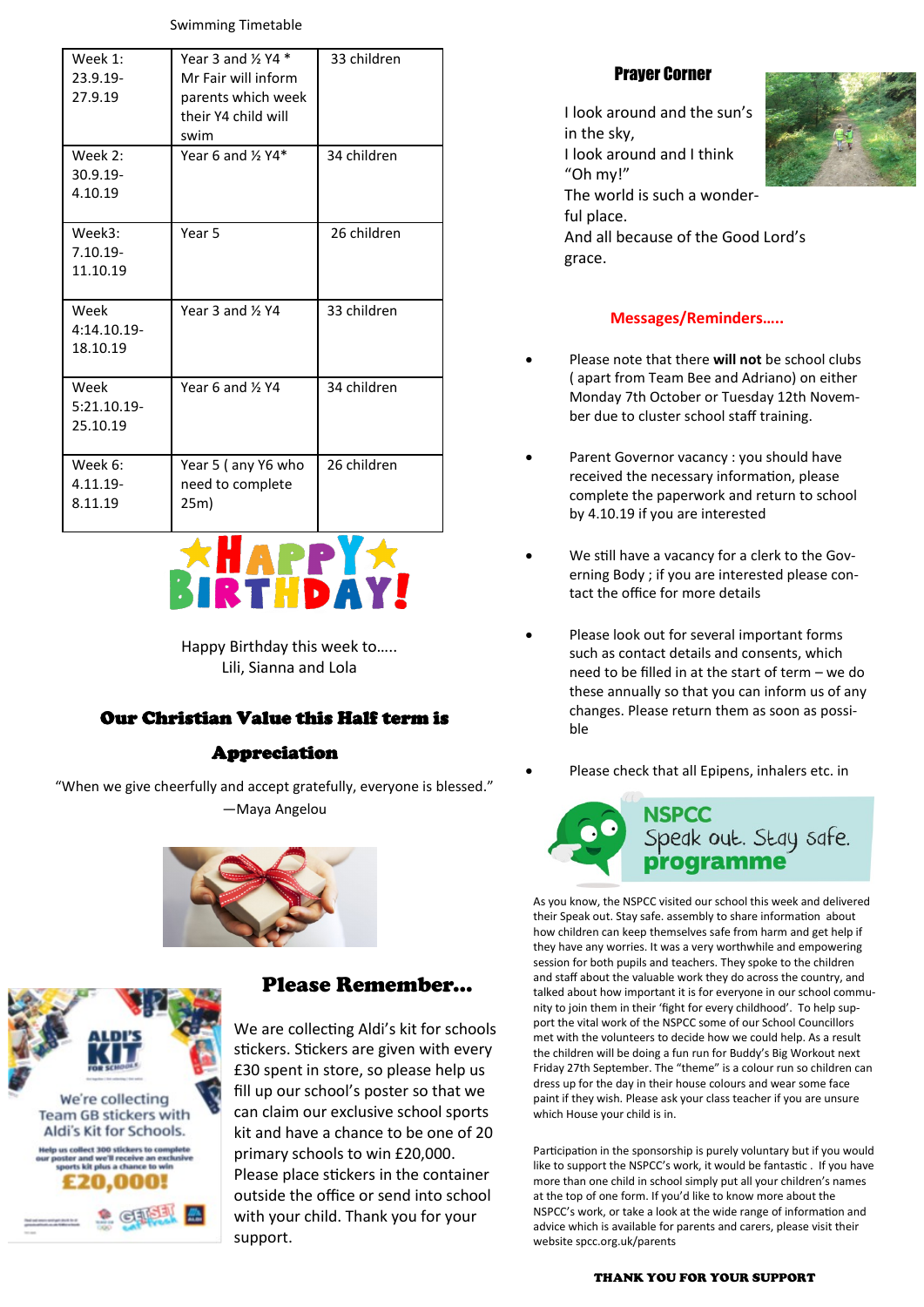Swimming Timetable

| | | |
|---|---|---|
| Week 1: 23.9.19-27.9.19 | Year 3 and ½ Y4 * Mr Fair will inform parents which week their Y4 child will swim | 33 children |
| Week 2: 30.9.19-4.10.19 | Year 6 and ½ Y4* | 34 children |
| Week3: 7.10.19-11.10.19 | Year 5 | 26 children |
| Week 4:14.10.19-18.10.19 | Year 3 and ½ Y4 | 33 children |
| Week 5:21.10.19-25.10.19 | Year 6 and ½ Y4 | 34 children |
| Week 6: 4.11.19-8.11.19 | Year 5 ( any Y6 who need to complete 25m) | 26 children |

HAPPY BIRTHDAY!

Happy Birthday this week to…..
Lili, Sianna and Lola

## Our Christian Value this Half term is

## Appreciation

"When we give cheerfully and accept gratefully, everyone is blessed."
—Maya Angelou

## Please Remember…

We are collecting Aldi's kit for schools stickers. Stickers are given with every £30 spent in store, so please help us fill up our school's poster so that we can claim our exclusive school sports kit and have a chance to be one of 20 primary schools to win £20,000. Please place stickers in the container outside the office or send into school with your child. Thank you for your support.

## Prayer Corner

I look around and the sun's in the sky,
I look around and I think "Oh my!"
The world is such a wonderful place.
And all because of the Good Lord's grace.

## Messages/Reminders…..

- Please note that there **will not** be school clubs ( apart from Team Bee and Adriano) on either Monday 7th October or Tuesday 12th November due to cluster school staff training.
- Parent Governor vacancy : you should have received the necessary information, please complete the paperwork and return to school by 4.10.19 if you are interested
- We still have a vacancy for a clerk to the Governing Body ; if you are interested please contact the office for more details
- Please look out for several important forms such as contact details and consents, which need to be filled in at the start of term – we do these annually so that you can inform us of any changes. Please return them as soon as possible
- Please check that all Epipens, inhalers etc. in

## NSPCC Speak out. Stay safe. programme

As you know, the NSPCC visited our school this week and delivered their Speak out. Stay safe. assembly to share information about how children can keep themselves safe from harm and get help if they have any worries. It was a very worthwhile and empowering session for both pupils and teachers. They spoke to the children and staff about the valuable work they do across the country, and talked about how important it is for everyone in our school community to join them in their 'fight for every childhood'. To help support the vital work of the NSPCC some of our School Councillors met with the volunteers to decide how we could help. As a result the children will be doing a fun run for Buddy's Big Workout next Friday 27th September. The "theme" is a colour run so children can dress up for the day in their house colours and wear some face paint if they wish. Please ask your class teacher if you are unsure which House your child is in.

Participation in the sponsorship is purely voluntary but if you would like to support the NSPCC's work, it would be fantastic . If you have more than one child in school simply put all your children's names at the top of one form. If you'd like to know more about the NSPCC's work, or take a look at the wide range of information and advice which is available for parents and carers, please visit their website spcc.org.uk/parents

**THANK YOU FOR YOUR SUPPORT**